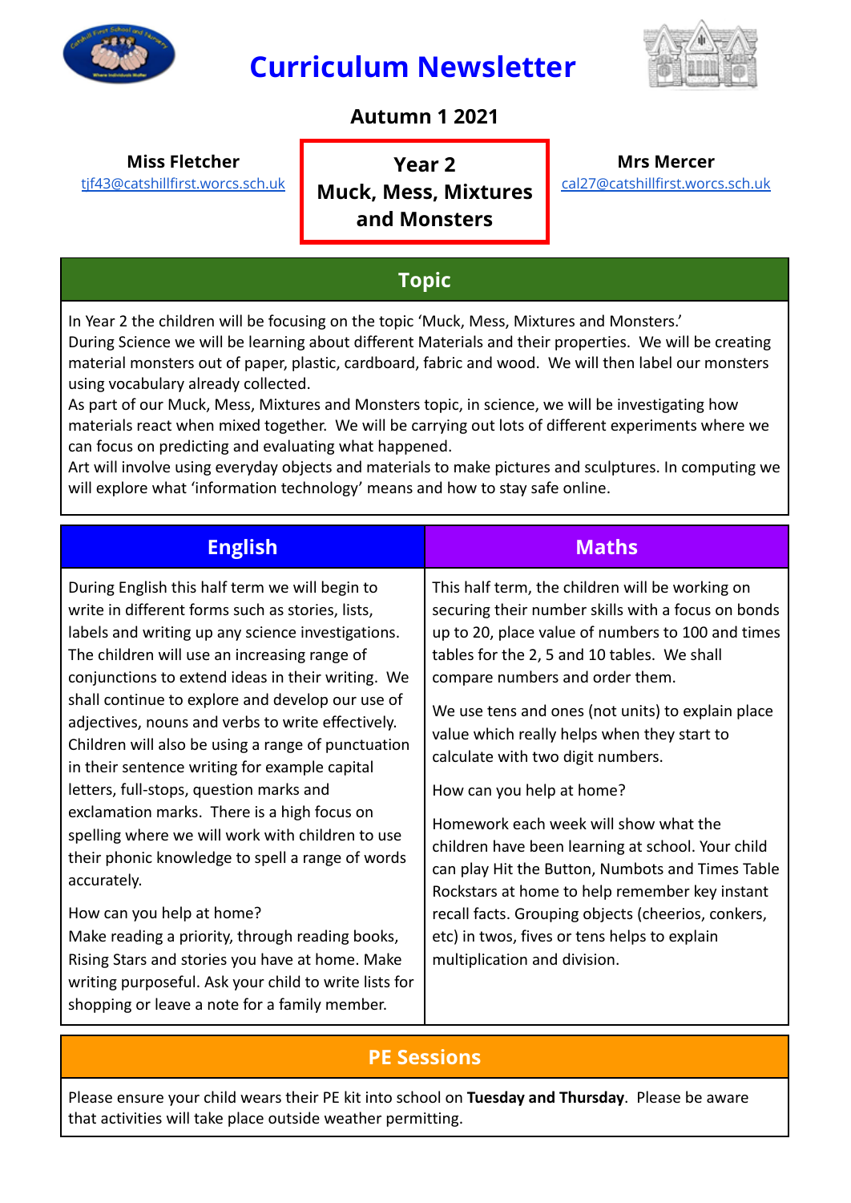# Curriculum Newsletter

**Autumn 1 2021**

**Miss Fletcher**
tjf43@catshillfirst.worcs.sch.uk

**Year 2**
**Muck, Mess, Mixtures and Monsters**

**Mrs Mercer**
cal27@catshillfirst.worcs.sch.uk

## Topic

In Year 2 the children will be focusing on the topic 'Muck, Mess, Mixtures and Monsters.'
During Science we will be learning about different Materials and their properties. We will be creating material monsters out of paper, plastic, cardboard, fabric and wood. We will then label our monsters using vocabulary already collected.
As part of our Muck, Mess, Mixtures and Monsters topic, in science, we will be investigating how materials react when mixed together. We will be carrying out lots of different experiments where we can focus on predicting and evaluating what happened.
Art will involve using everyday objects and materials to make pictures and sculptures. In computing we will explore what 'information technology' means and how to stay safe online.

## English

During English this half term we will begin to write in different forms such as stories, lists, labels and writing up any science investigations. The children will use an increasing range of conjunctions to extend ideas in their writing. We shall continue to explore and develop our use of adjectives, nouns and verbs to write effectively. Children will also be using a range of punctuation in their sentence writing for example capital letters, full-stops, question marks and exclamation marks. There is a high focus on spelling where we will work with children to use their phonic knowledge to spell a range of words accurately.

How can you help at home?
Make reading a priority, through reading books, Rising Stars and stories you have at home. Make writing purposeful. Ask your child to write lists for shopping or leave a note for a family member.

## Maths

This half term, the children will be working on securing their number skills with a focus on bonds up to 20, place value of numbers to 100 and times tables for the 2, 5 and 10 tables. We shall compare numbers and order them.

We use tens and ones (not units) to explain place value which really helps when they start to calculate with two digit numbers.

How can you help at home?

Homework each week will show what the children have been learning at school. Your child can play Hit the Button, Numbots and Times Table Rockstars at home to help remember key instant recall facts. Grouping objects (cheerios, conkers, etc) in twos, fives or tens helps to explain multiplication and division.

## PE Sessions

Please ensure your child wears their PE kit into school on **Tuesday and Thursday**. Please be aware that activities will take place outside weather permitting.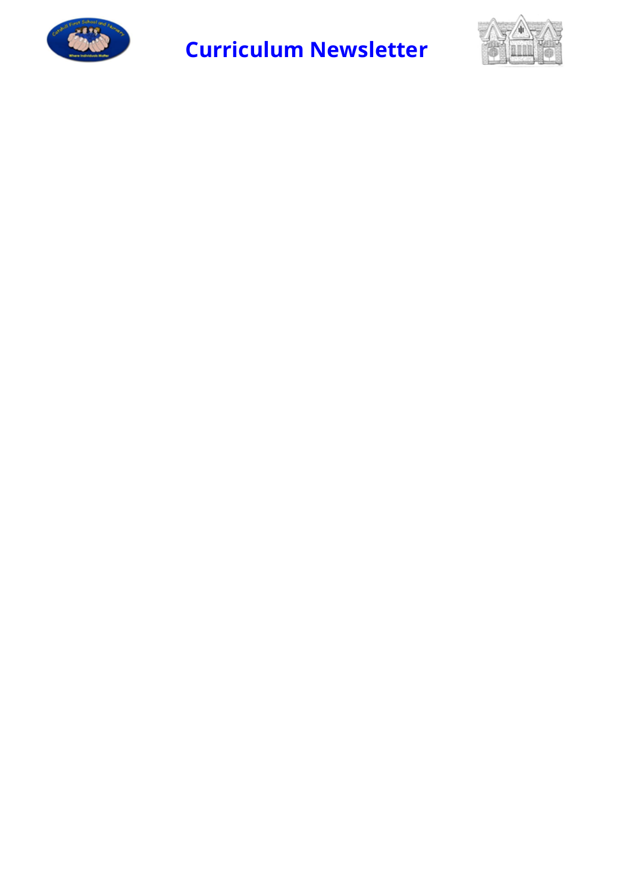# Curriculum Newsletter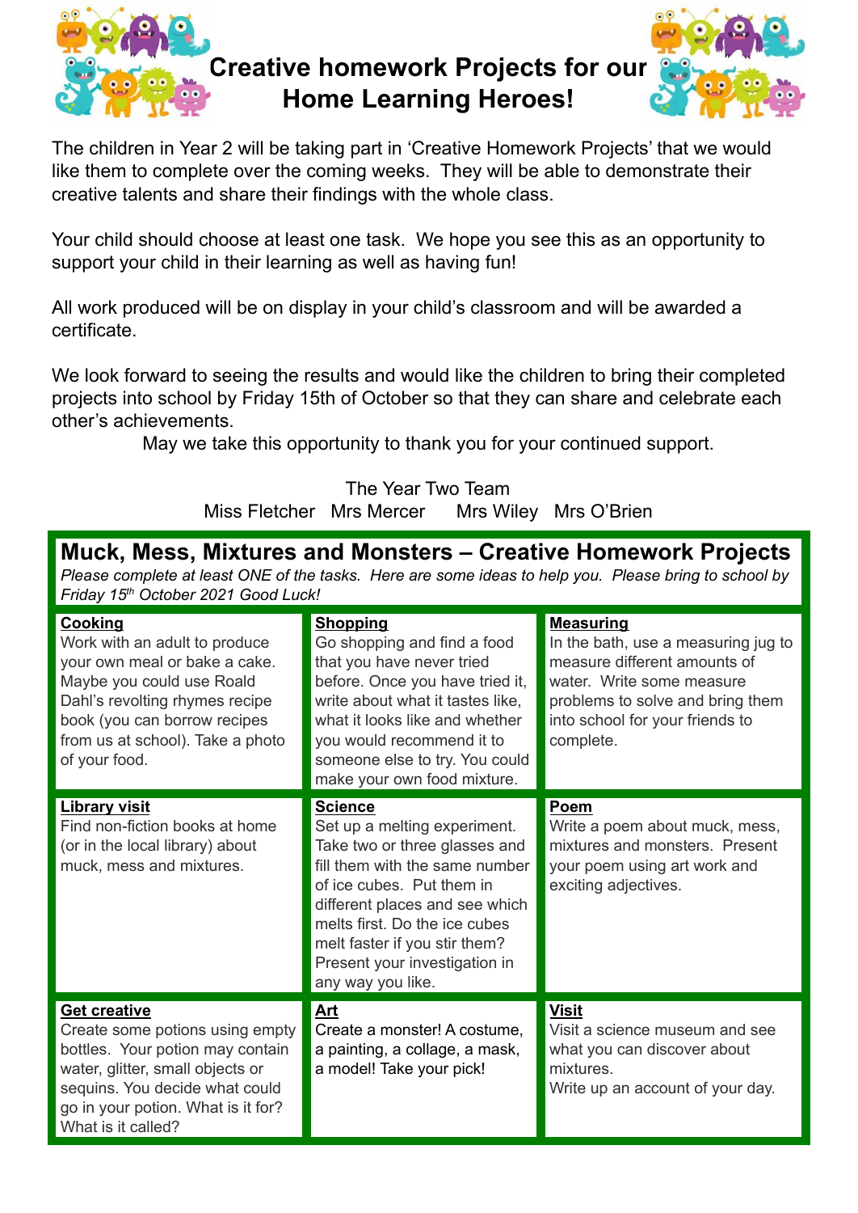# Creative homework Projects for our Home Learning Heroes!

The children in Year 2 will be taking part in 'Creative Homework Projects' that we would like them to complete over the coming weeks. They will be able to demonstrate their creative talents and share their findings with the whole class.

Your child should choose at least one task. We hope you see this as an opportunity to support your child in their learning as well as having fun!

All work produced will be on display in your child's classroom and will be awarded a certificate.

We look forward to seeing the results and would like the children to bring their completed projects into school by Friday 15th of October so that they can share and celebrate each other's achievements.

May we take this opportunity to thank you for your continued support.

The Year Two Team
Miss Fletcher Mrs Mercer Mrs Wiley Mrs O'Brien

## Muck, Mess, Mixtures and Monsters – Creative Homework Projects

*Please complete at least ONE of the tasks. Here are some ideas to help you. Please bring to school by Friday 15th October 2021 Good Luck!*

| | | |
|---|---|---|
| **Cooking**<br>Work with an adult to produce your own meal or bake a cake. Maybe you could use Roald Dahl's revolting rhymes recipe book (you can borrow recipes from us at school). Take a photo of your food. | **Shopping**<br>Go shopping and find a food that you have never tried before. Once you have tried it, write about what it tastes like, what it looks like and whether you would recommend it to someone else to try. You could make your own food mixture. | **Measuring**<br>In the bath, use a measuring jug to measure different amounts of water. Write some measure problems to solve and bring them into school for your friends to complete. |
| **Library visit**<br>Find non-fiction books at home (or in the local library) about muck, mess and mixtures. | **Science**<br>Set up a melting experiment. Take two or three glasses and fill them with the same number of ice cubes. Put them in different places and see which melts first. Do the ice cubes melt faster if you stir them? Present your investigation in any way you like. | **Poem**<br>Write a poem about muck, mess, mixtures and monsters. Present your poem using art work and exciting adjectives. |
| **Get creative**<br>Create some potions using empty bottles. Your potion may contain water, glitter, small objects or sequins. You decide what could go in your potion. What is it for? What is it called? | **Art**<br>Create a monster! A costume, a painting, a collage, a mask, a model! Take your pick! | **Visit**<br>Visit a science museum and see what you can discover about mixtures.<br>Write up an account of your day. |